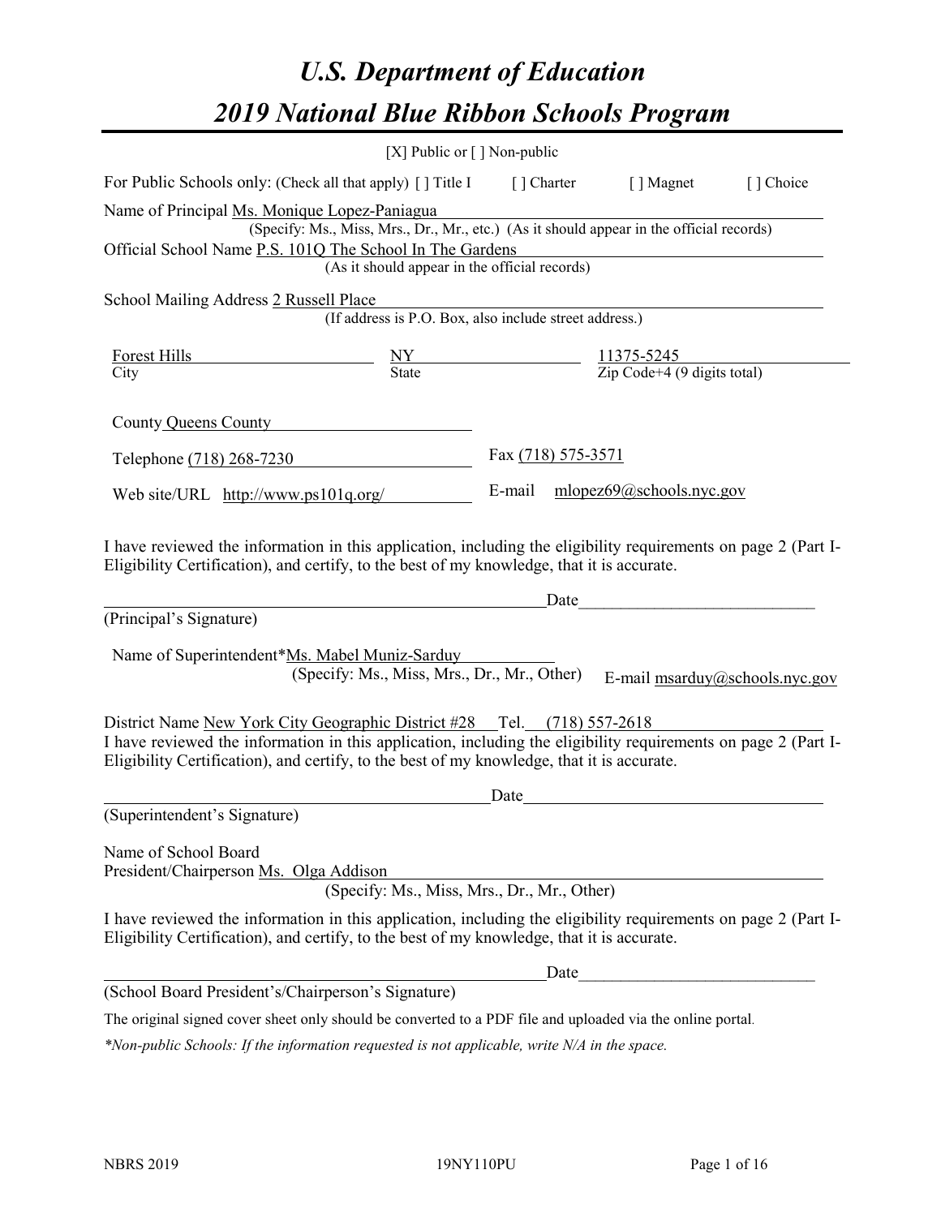# U.S. Department of Education

# 2019 National Blue Ribbon Schools Program

[X] Public or [ ] Non-public

For Public Schools only: (Check all that apply) [ ] Title I [ ] Charter [ ] Magnet [ ] Choice

Name of Principal Ms. Monique Lopez-Paniagua
(Specify: Ms., Miss, Mrs., Dr., Mr., etc.) (As it should appear in the official records)

Official School Name P.S. 101Q The School In The Gardens
(As it should appear in the official records)

School Mailing Address 2 Russell Place
(If address is P.O. Box, also include street address.)

| Forest Hills | NY | 11375-5245 |
|---|---|---|
| City | State | Zip Code+4 (9 digits total) |

County Queens County

Telephone (718) 268-7230 Fax (718) 575-3571

Web site/URL http://www.ps101q.org/ E-mail mlopez69@schools.nyc.gov

I have reviewed the information in this application, including the eligibility requirements on page 2 (Part I-Eligibility Certification), and certify, to the best of my knowledge, that it is accurate.

_______________________________________________ Date_________________________

(Principal's Signature)

Name of Superintendent* Ms. Mabel Muniz-Sarduy
(Specify: Ms., Miss, Mrs., Dr., Mr., Other) E-mail msarduy@schools.nyc.gov

District Name New York City Geographic District #28 Tel. (718) 557-2618

I have reviewed the information in this application, including the eligibility requirements on page 2 (Part I-Eligibility Certification), and certify, to the best of my knowledge, that it is accurate.

_______________________________________________ Date_________________________

(Superintendent's Signature)

Name of School Board
President/Chairperson Ms. Olga Addison
(Specify: Ms., Miss, Mrs., Dr., Mr., Other)

I have reviewed the information in this application, including the eligibility requirements on page 2 (Part I-Eligibility Certification), and certify, to the best of my knowledge, that it is accurate.

_______________________________________________ Date_________________________

(School Board President's/Chairperson's Signature)

The original signed cover sheet only should be converted to a PDF file and uploaded via the online portal.

*\*Non-public Schools: If the information requested is not applicable, write N/A in the space.*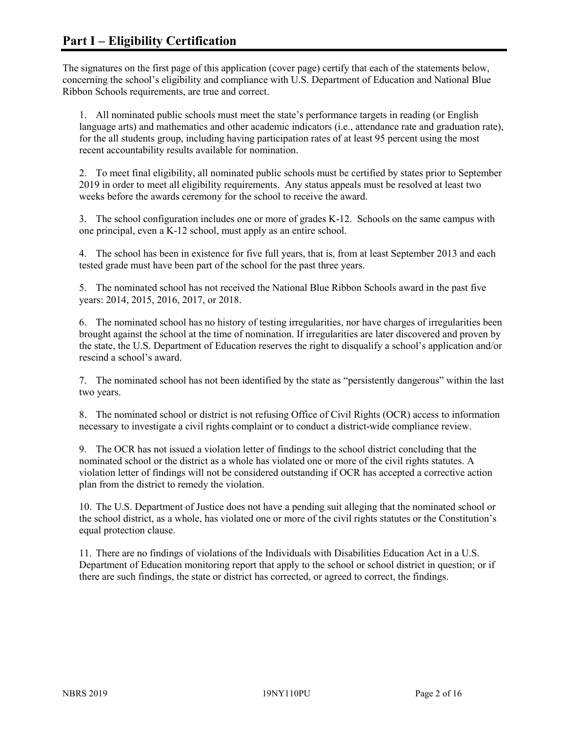# Part I – Eligibility Certification

The signatures on the first page of this application (cover page) certify that each of the statements below, concerning the school's eligibility and compliance with U.S. Department of Education and National Blue Ribbon Schools requirements, are true and correct.

1. All nominated public schools must meet the state's performance targets in reading (or English language arts) and mathematics and other academic indicators (i.e., attendance rate and graduation rate), for the all students group, including having participation rates of at least 95 percent using the most recent accountability results available for nomination.

2. To meet final eligibility, all nominated public schools must be certified by states prior to September 2019 in order to meet all eligibility requirements. Any status appeals must be resolved at least two weeks before the awards ceremony for the school to receive the award.

3. The school configuration includes one or more of grades K-12. Schools on the same campus with one principal, even a K-12 school, must apply as an entire school.

4. The school has been in existence for five full years, that is, from at least September 2013 and each tested grade must have been part of the school for the past three years.

5. The nominated school has not received the National Blue Ribbon Schools award in the past five years: 2014, 2015, 2016, 2017, or 2018.

6. The nominated school has no history of testing irregularities, nor have charges of irregularities been brought against the school at the time of nomination. If irregularities are later discovered and proven by the state, the U.S. Department of Education reserves the right to disqualify a school's application and/or rescind a school's award.

7. The nominated school has not been identified by the state as "persistently dangerous" within the last two years.

8. The nominated school or district is not refusing Office of Civil Rights (OCR) access to information necessary to investigate a civil rights complaint or to conduct a district-wide compliance review.

9. The OCR has not issued a violation letter of findings to the school district concluding that the nominated school or the district as a whole has violated one or more of the civil rights statutes. A violation letter of findings will not be considered outstanding if OCR has accepted a corrective action plan from the district to remedy the violation.

10. The U.S. Department of Justice does not have a pending suit alleging that the nominated school or the school district, as a whole, has violated one or more of the civil rights statutes or the Constitution's equal protection clause.

11. There are no findings of violations of the Individuals with Disabilities Education Act in a U.S. Department of Education monitoring report that apply to the school or school district in question; or if there are such findings, the state or district has corrected, or agreed to correct, the findings.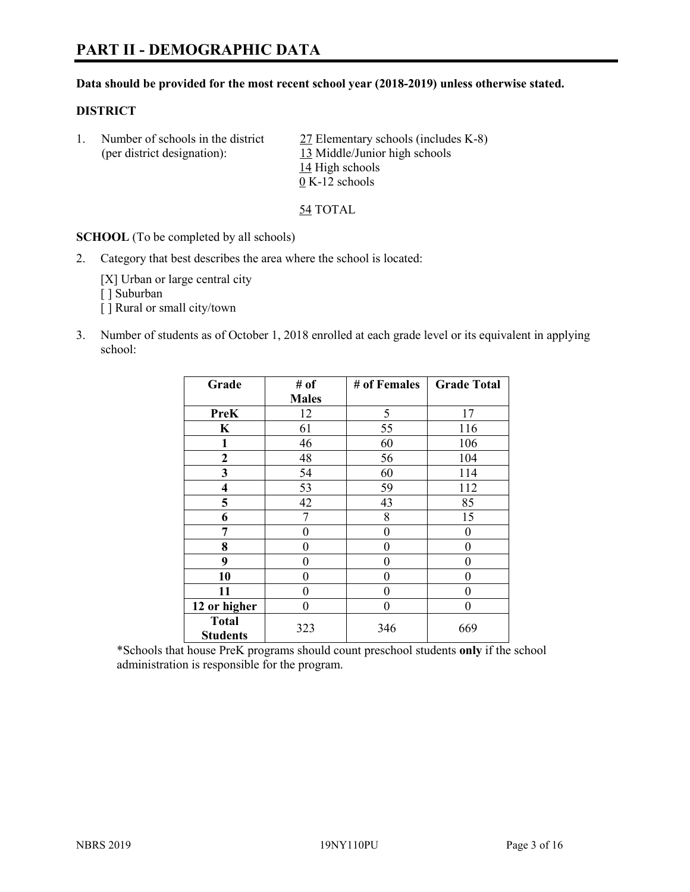# PART II - DEMOGRAPHIC DATA

**Data should be provided for the most recent school year (2018-2019) unless otherwise stated.**

**DISTRICT**

1. Number of schools in the district (per district designation):
   27 Elementary schools (includes K-8)
   13 Middle/Junior high schools
   14 High schools
   0 K-12 schools

   54 TOTAL

**SCHOOL** (To be completed by all schools)

2. Category that best describes the area where the school is located:

   [X] Urban or large central city
   [ ] Suburban
   [ ] Rural or small city/town

3. Number of students as of October 1, 2018 enrolled at each grade level or its equivalent in applying school:

| Grade | # of Males | # of Females | Grade Total |
|---|---|---|---|
| **PreK** | 12 | 5 | 17 |
| **K** | 61 | 55 | 116 |
| **1** | 46 | 60 | 106 |
| **2** | 48 | 56 | 104 |
| **3** | 54 | 60 | 114 |
| **4** | 53 | 59 | 112 |
| **5** | 42 | 43 | 85 |
| **6** | 7 | 8 | 15 |
| **7** | 0 | 0 | 0 |
| **8** | 0 | 0 | 0 |
| **9** | 0 | 0 | 0 |
| **10** | 0 | 0 | 0 |
| **11** | 0 | 0 | 0 |
| **12 or higher** | 0 | 0 | 0 |
| **Total Students** | 323 | 346 | 669 |

*Schools that house PreK programs should count preschool students **only** if the school administration is responsible for the program.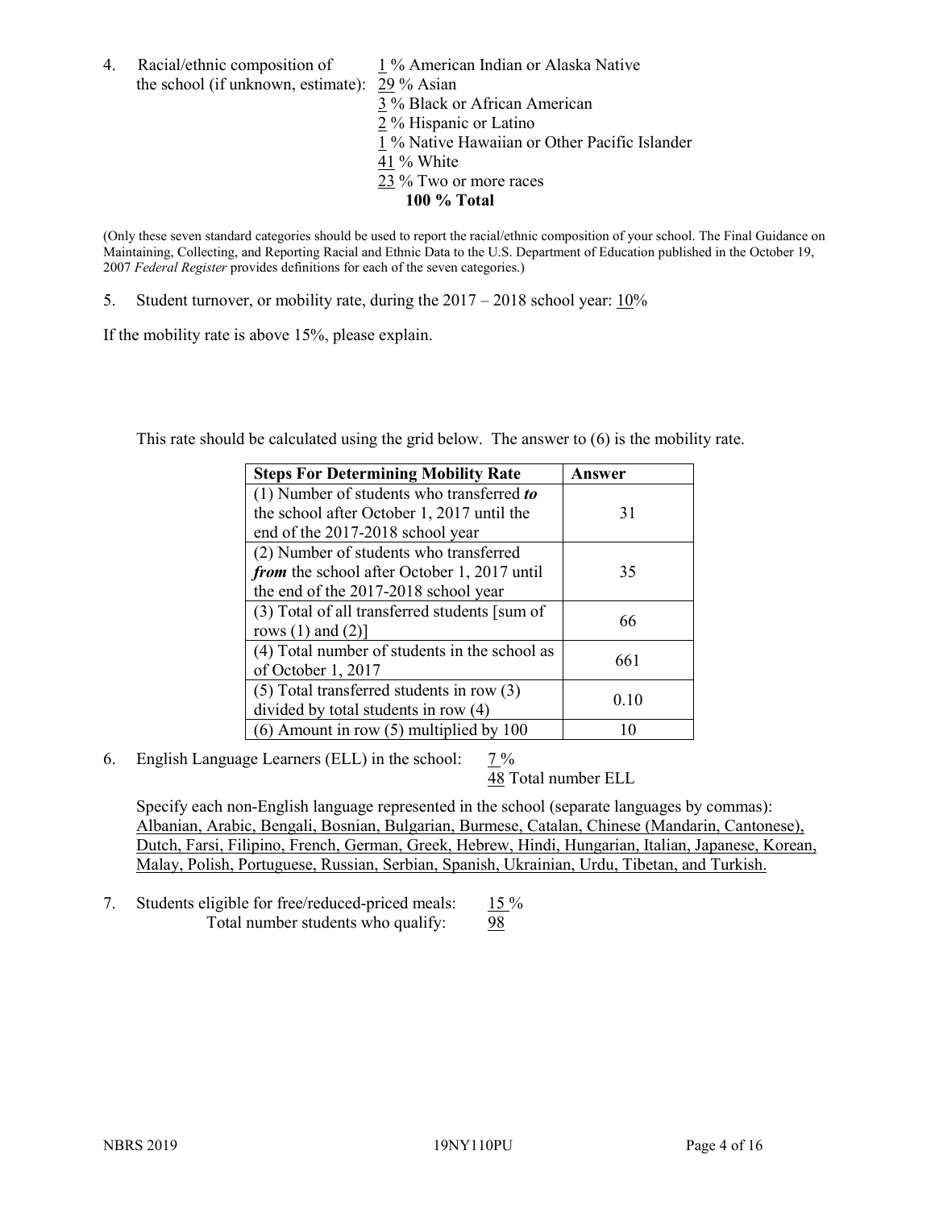4. Racial/ethnic composition of the school (if unknown, estimate):
   1 % American Indian or Alaska Native
   29 % Asian
   3 % Black or African American
   2 % Hispanic or Latino
   1 % Native Hawaiian or Other Pacific Islander
   41 % White
   23 % Two or more races
   **100 % Total**

(Only these seven standard categories should be used to report the racial/ethnic composition of your school. The Final Guidance on Maintaining, Collecting, and Reporting Racial and Ethnic Data to the U.S. Department of Education published in the October 19, 2007 *Federal Register* provides definitions for each of the seven categories.)

5. Student turnover, or mobility rate, during the 2017 – 2018 school year: 10%

If the mobility rate is above 15%, please explain.

This rate should be calculated using the grid below. The answer to (6) is the mobility rate.

| **Steps For Determining Mobility Rate** | **Answer** |
|---|---|
| (1) Number of students who transferred ***to*** the school after October 1, 2017 until the end of the 2017-2018 school year | 31 |
| (2) Number of students who transferred ***from*** the school after October 1, 2017 until the end of the 2017-2018 school year | 35 |
| (3) Total of all transferred students [sum of rows (1) and (2)] | 66 |
| (4) Total number of students in the school as of October 1, 2017 | 661 |
| (5) Total transferred students in row (3) divided by total students in row (4) | 0.10 |
| (6) Amount in row (5) multiplied by 100 | 10 |

6. English Language Learners (ELL) in the school: 7 %
   48 Total number ELL

   Specify each non-English language represented in the school (separate languages by commas): Albanian, Arabic, Bengali, Bosnian, Bulgarian, Burmese, Catalan, Chinese (Mandarin, Cantonese), Dutch, Farsi, Filipino, French, German, Greek, Hebrew, Hindi, Hungarian, Italian, Japanese, Korean, Malay, Polish, Portuguese, Russian, Serbian, Spanish, Ukrainian, Urdu, Tibetan, and Turkish.

7. Students eligible for free/reduced-priced meals: 15 %
   Total number students who qualify: 98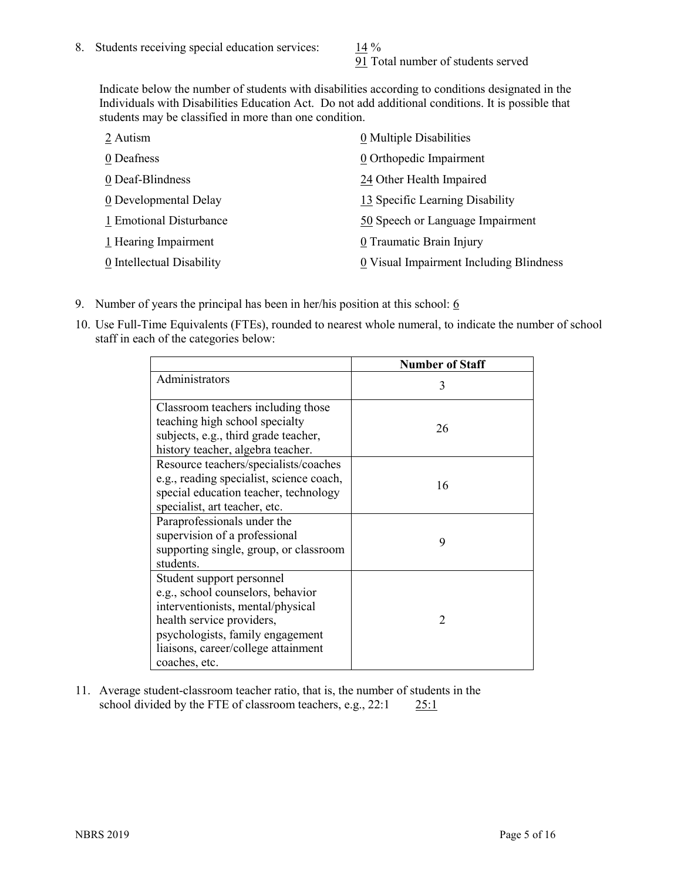8. Students receiving special education services: 14 %
   91 Total number of students served

   Indicate below the number of students with disabilities according to conditions designated in the Individuals with Disabilities Education Act. Do not add additional conditions. It is possible that students may be classified in more than one condition.

   2 Autism
   0 Deafness
   0 Deaf-Blindness
   0 Developmental Delay
   1 Emotional Disturbance
   1 Hearing Impairment
   0 Intellectual Disability
   0 Multiple Disabilities
   0 Orthopedic Impairment
   24 Other Health Impaired
   13 Specific Learning Disability
   50 Speech or Language Impairment
   0 Traumatic Brain Injury
   0 Visual Impairment Including Blindness

9. Number of years the principal has been in her/his position at this school: 6

10. Use Full-Time Equivalents (FTEs), rounded to nearest whole numeral, to indicate the number of school staff in each of the categories below:

| | Number of Staff |
|---|---|
| Administrators | 3 |
| Classroom teachers including those teaching high school specialty subjects, e.g., third grade teacher, history teacher, algebra teacher. | 26 |
| Resource teachers/specialists/coaches e.g., reading specialist, science coach, special education teacher, technology specialist, art teacher, etc. | 16 |
| Paraprofessionals under the supervision of a professional supporting single, group, or classroom students. | 9 |
| Student support personnel e.g., school counselors, behavior interventionists, mental/physical health service providers, psychologists, family engagement liaisons, career/college attainment coaches, etc. | 2 |

11. Average student-classroom teacher ratio, that is, the number of students in the school divided by the FTE of classroom teachers, e.g., 22:1 25:1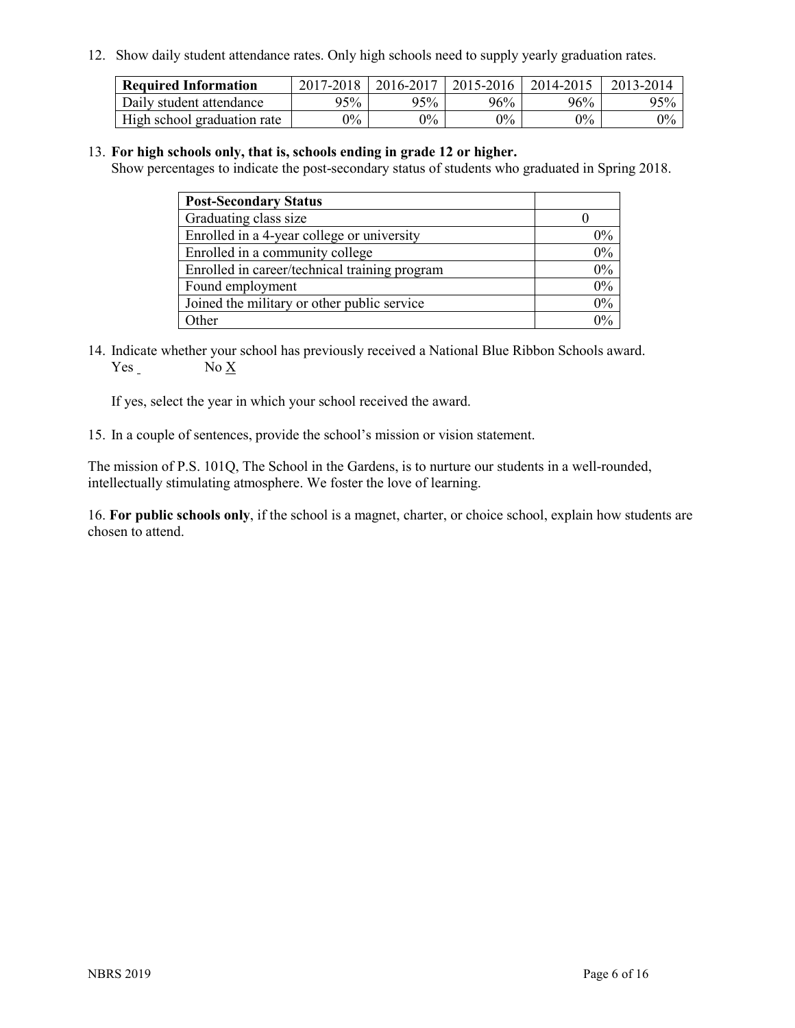12. Show daily student attendance rates. Only high schools need to supply yearly graduation rates.

| Required Information | 2017-2018 | 2016-2017 | 2015-2016 | 2014-2015 | 2013-2014 |
|---|---|---|---|---|---|
| Daily student attendance | 95% | 95% | 96% | 96% | 95% |
| High school graduation rate | 0% | 0% | 0% | 0% | 0% |

13. **For high schools only, that is, schools ending in grade 12 or higher.**
Show percentages to indicate the post-secondary status of students who graduated in Spring 2018.

| Post-Secondary Status | |
|---|---|
| Graduating class size | 0 |
| Enrolled in a 4-year college or university | 0% |
| Enrolled in a community college | 0% |
| Enrolled in career/technical training program | 0% |
| Found employment | 0% |
| Joined the military or other public service | 0% |
| Other | 0% |

14. Indicate whether your school has previously received a National Blue Ribbon Schools award.
Yes _ No X

If yes, select the year in which your school received the award.

15. In a couple of sentences, provide the school's mission or vision statement.

The mission of P.S. 101Q, The School in the Gardens, is to nurture our students in a well-rounded, intellectually stimulating atmosphere. We foster the love of learning.

16. **For public schools only**, if the school is a magnet, charter, or choice school, explain how students are chosen to attend.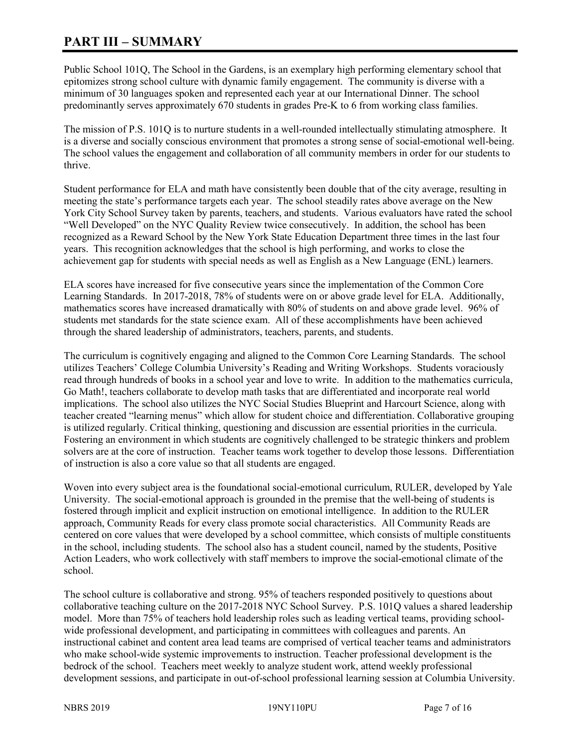# PART III – SUMMARY

Public School 101Q, The School in the Gardens, is an exemplary high performing elementary school that epitomizes strong school culture with dynamic family engagement. The community is diverse with a minimum of 30 languages spoken and represented each year at our International Dinner. The school predominantly serves approximately 670 students in grades Pre-K to 6 from working class families.

The mission of P.S. 101Q is to nurture students in a well-rounded intellectually stimulating atmosphere. It is a diverse and socially conscious environment that promotes a strong sense of social-emotional well-being. The school values the engagement and collaboration of all community members in order for our students to thrive.

Student performance for ELA and math have consistently been double that of the city average, resulting in meeting the state's performance targets each year. The school steadily rates above average on the New York City School Survey taken by parents, teachers, and students. Various evaluators have rated the school "Well Developed" on the NYC Quality Review twice consecutively. In addition, the school has been recognized as a Reward School by the New York State Education Department three times in the last four years. This recognition acknowledges that the school is high performing, and works to close the achievement gap for students with special needs as well as English as a New Language (ENL) learners.

ELA scores have increased for five consecutive years since the implementation of the Common Core Learning Standards. In 2017-2018, 78% of students were on or above grade level for ELA. Additionally, mathematics scores have increased dramatically with 80% of students on and above grade level. 96% of students met standards for the state science exam. All of these accomplishments have been achieved through the shared leadership of administrators, teachers, parents, and students.

The curriculum is cognitively engaging and aligned to the Common Core Learning Standards. The school utilizes Teachers' College Columbia University's Reading and Writing Workshops. Students voraciously read through hundreds of books in a school year and love to write. In addition to the mathematics curricula, Go Math!, teachers collaborate to develop math tasks that are differentiated and incorporate real world implications. The school also utilizes the NYC Social Studies Blueprint and Harcourt Science, along with teacher created "learning menus" which allow for student choice and differentiation. Collaborative grouping is utilized regularly. Critical thinking, questioning and discussion are essential priorities in the curricula. Fostering an environment in which students are cognitively challenged to be strategic thinkers and problem solvers are at the core of instruction. Teacher teams work together to develop those lessons. Differentiation of instruction is also a core value so that all students are engaged.

Woven into every subject area is the foundational social-emotional curriculum, RULER, developed by Yale University. The social-emotional approach is grounded in the premise that the well-being of students is fostered through implicit and explicit instruction on emotional intelligence. In addition to the RULER approach, Community Reads for every class promote social characteristics. All Community Reads are centered on core values that were developed by a school committee, which consists of multiple constituents in the school, including students. The school also has a student council, named by the students, Positive Action Leaders, who work collectively with staff members to improve the social-emotional climate of the school.

The school culture is collaborative and strong. 95% of teachers responded positively to questions about collaborative teaching culture on the 2017-2018 NYC School Survey. P.S. 101Q values a shared leadership model. More than 75% of teachers hold leadership roles such as leading vertical teams, providing school-wide professional development, and participating in committees with colleagues and parents. An instructional cabinet and content area lead teams are comprised of vertical teacher teams and administrators who make school-wide systemic improvements to instruction. Teacher professional development is the bedrock of the school. Teachers meet weekly to analyze student work, attend weekly professional development sessions, and participate in out-of-school professional learning session at Columbia University.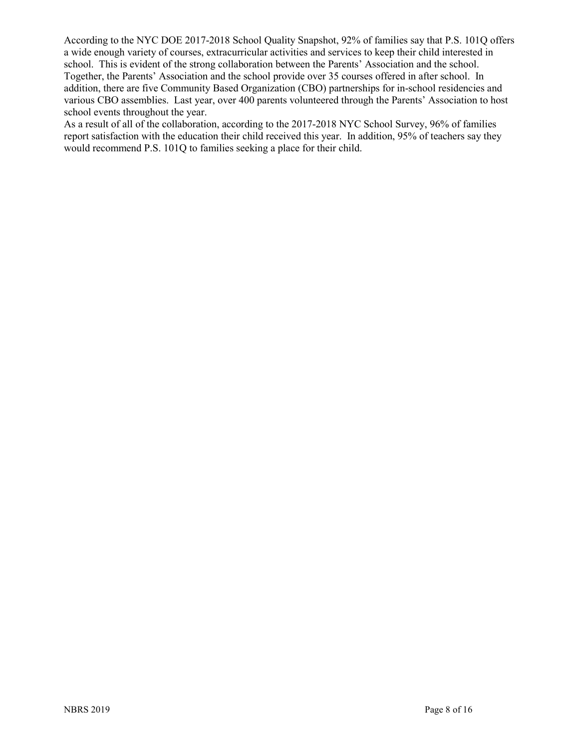According to the NYC DOE 2017-2018 School Quality Snapshot, 92% of families say that P.S. 101Q offers a wide enough variety of courses, extracurricular activities and services to keep their child interested in school. This is evident of the strong collaboration between the Parents' Association and the school. Together, the Parents' Association and the school provide over 35 courses offered in after school. In addition, there are five Community Based Organization (CBO) partnerships for in-school residencies and various CBO assemblies. Last year, over 400 parents volunteered through the Parents' Association to host school events throughout the year.

As a result of all of the collaboration, according to the 2017-2018 NYC School Survey, 96% of families report satisfaction with the education their child received this year. In addition, 95% of teachers say they would recommend P.S. 101Q to families seeking a place for their child.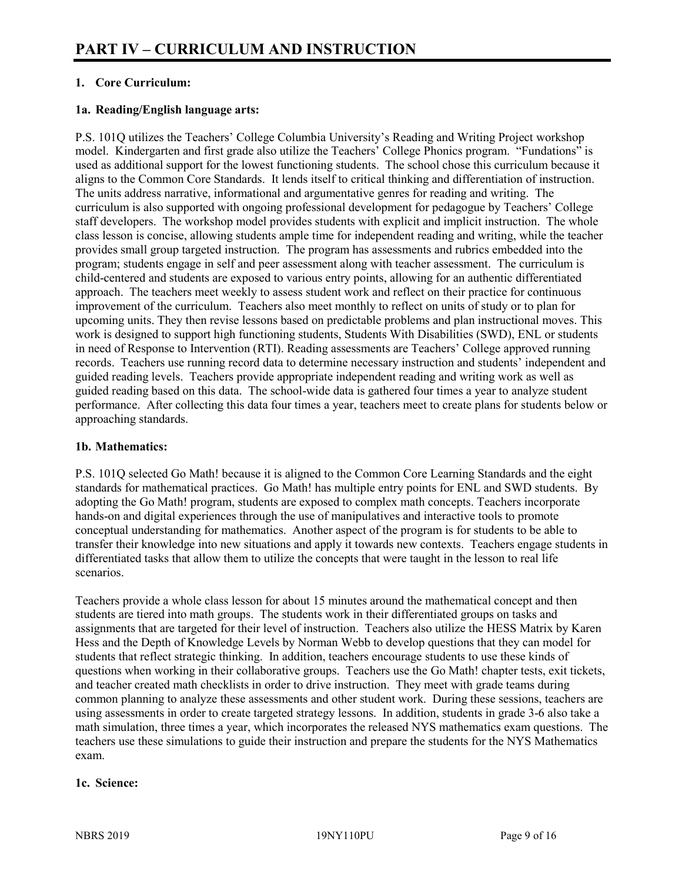# PART IV – CURRICULUM AND INSTRUCTION

## 1. Core Curriculum:

### 1a. Reading/English language arts:

P.S. 101Q utilizes the Teachers' College Columbia University's Reading and Writing Project workshop model. Kindergarten and first grade also utilize the Teachers' College Phonics program. "Fundations" is used as additional support for the lowest functioning students. The school chose this curriculum because it aligns to the Common Core Standards. It lends itself to critical thinking and differentiation of instruction. The units address narrative, informational and argumentative genres for reading and writing. The curriculum is also supported with ongoing professional development for pedagogue by Teachers' College staff developers. The workshop model provides students with explicit and implicit instruction. The whole class lesson is concise, allowing students ample time for independent reading and writing, while the teacher provides small group targeted instruction. The program has assessments and rubrics embedded into the program; students engage in self and peer assessment along with teacher assessment. The curriculum is child-centered and students are exposed to various entry points, allowing for an authentic differentiated approach. The teachers meet weekly to assess student work and reflect on their practice for continuous improvement of the curriculum. Teachers also meet monthly to reflect on units of study or to plan for upcoming units. They then revise lessons based on predictable problems and plan instructional moves. This work is designed to support high functioning students, Students With Disabilities (SWD), ENL or students in need of Response to Intervention (RTI). Reading assessments are Teachers' College approved running records. Teachers use running record data to determine necessary instruction and students' independent and guided reading levels. Teachers provide appropriate independent reading and writing work as well as guided reading based on this data. The school-wide data is gathered four times a year to analyze student performance. After collecting this data four times a year, teachers meet to create plans for students below or approaching standards.

### 1b. Mathematics:

P.S. 101Q selected Go Math! because it is aligned to the Common Core Learning Standards and the eight standards for mathematical practices. Go Math! has multiple entry points for ENL and SWD students. By adopting the Go Math! program, students are exposed to complex math concepts. Teachers incorporate hands-on and digital experiences through the use of manipulatives and interactive tools to promote conceptual understanding for mathematics. Another aspect of the program is for students to be able to transfer their knowledge into new situations and apply it towards new contexts. Teachers engage students in differentiated tasks that allow them to utilize the concepts that were taught in the lesson to real life scenarios.

Teachers provide a whole class lesson for about 15 minutes around the mathematical concept and then students are tiered into math groups. The students work in their differentiated groups on tasks and assignments that are targeted for their level of instruction. Teachers also utilize the HESS Matrix by Karen Hess and the Depth of Knowledge Levels by Norman Webb to develop questions that they can model for students that reflect strategic thinking. In addition, teachers encourage students to use these kinds of questions when working in their collaborative groups. Teachers use the Go Math! chapter tests, exit tickets, and teacher created math checklists in order to drive instruction. They meet with grade teams during common planning to analyze these assessments and other student work. During these sessions, teachers are using assessments in order to create targeted strategy lessons. In addition, students in grade 3-6 also take a math simulation, three times a year, which incorporates the released NYS mathematics exam questions. The teachers use these simulations to guide their instruction and prepare the students for the NYS Mathematics exam.

### 1c. Science: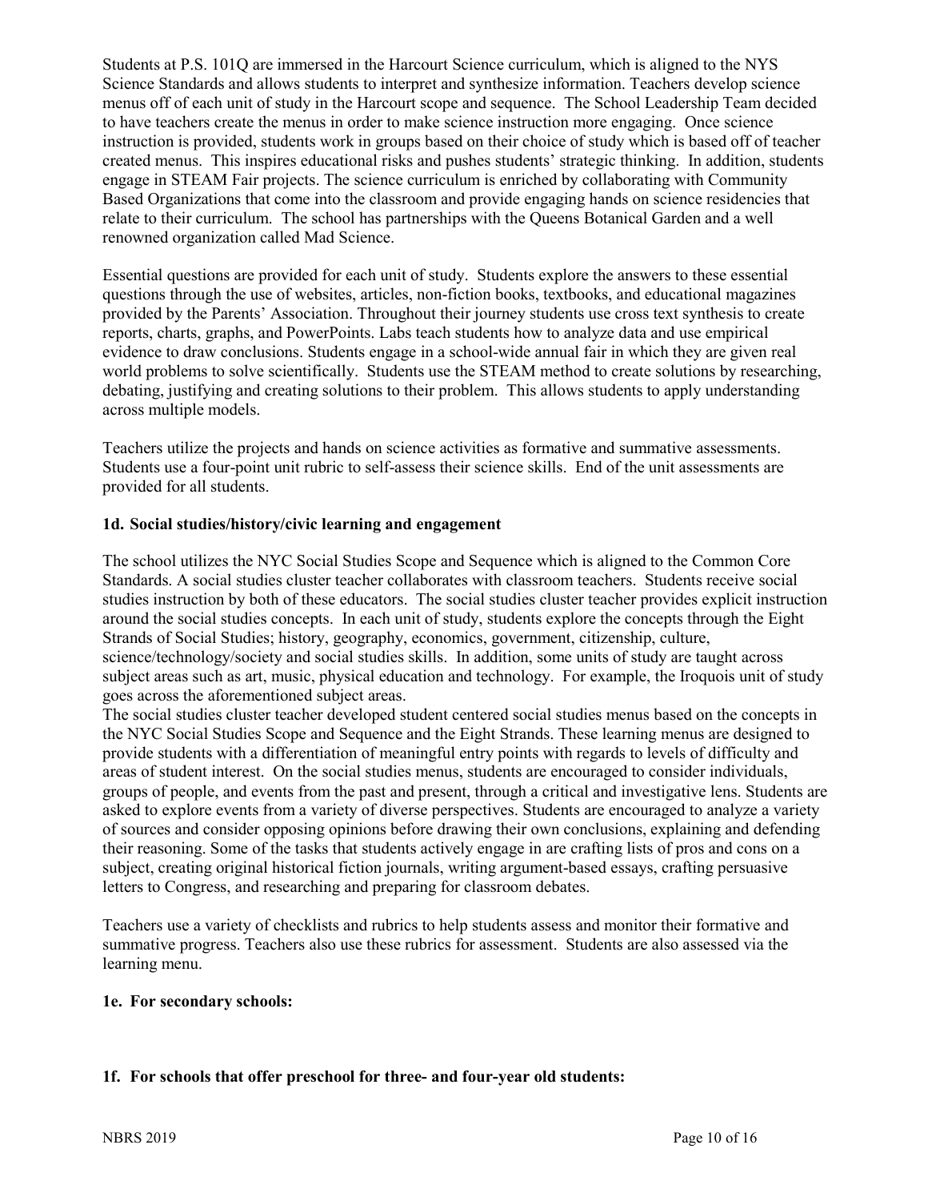Students at P.S. 101Q are immersed in the Harcourt Science curriculum, which is aligned to the NYS Science Standards and allows students to interpret and synthesize information. Teachers develop science menus off of each unit of study in the Harcourt scope and sequence. The School Leadership Team decided to have teachers create the menus in order to make science instruction more engaging. Once science instruction is provided, students work in groups based on their choice of study which is based off of teacher created menus. This inspires educational risks and pushes students' strategic thinking. In addition, students engage in STEAM Fair projects. The science curriculum is enriched by collaborating with Community Based Organizations that come into the classroom and provide engaging hands on science residencies that relate to their curriculum. The school has partnerships with the Queens Botanical Garden and a well renowned organization called Mad Science.

Essential questions are provided for each unit of study. Students explore the answers to these essential questions through the use of websites, articles, non-fiction books, textbooks, and educational magazines provided by the Parents' Association. Throughout their journey students use cross text synthesis to create reports, charts, graphs, and PowerPoints. Labs teach students how to analyze data and use empirical evidence to draw conclusions. Students engage in a school-wide annual fair in which they are given real world problems to solve scientifically. Students use the STEAM method to create solutions by researching, debating, justifying and creating solutions to their problem. This allows students to apply understanding across multiple models.

Teachers utilize the projects and hands on science activities as formative and summative assessments. Students use a four-point unit rubric to self-assess their science skills. End of the unit assessments are provided for all students.

**1d. Social studies/history/civic learning and engagement**

The school utilizes the NYC Social Studies Scope and Sequence which is aligned to the Common Core Standards. A social studies cluster teacher collaborates with classroom teachers. Students receive social studies instruction by both of these educators. The social studies cluster teacher provides explicit instruction around the social studies concepts. In each unit of study, students explore the concepts through the Eight Strands of Social Studies; history, geography, economics, government, citizenship, culture, science/technology/society and social studies skills. In addition, some units of study are taught across subject areas such as art, music, physical education and technology. For example, the Iroquois unit of study goes across the aforementioned subject areas.

The social studies cluster teacher developed student centered social studies menus based on the concepts in the NYC Social Studies Scope and Sequence and the Eight Strands. These learning menus are designed to provide students with a differentiation of meaningful entry points with regards to levels of difficulty and areas of student interest. On the social studies menus, students are encouraged to consider individuals, groups of people, and events from the past and present, through a critical and investigative lens. Students are asked to explore events from a variety of diverse perspectives. Students are encouraged to analyze a variety of sources and consider opposing opinions before drawing their own conclusions, explaining and defending their reasoning. Some of the tasks that students actively engage in are crafting lists of pros and cons on a subject, creating original historical fiction journals, writing argument-based essays, crafting persuasive letters to Congress, and researching and preparing for classroom debates.

Teachers use a variety of checklists and rubrics to help students assess and monitor their formative and summative progress. Teachers also use these rubrics for assessment. Students are also assessed via the learning menu.

**1e. For secondary schools:**

**1f. For schools that offer preschool for three- and four-year old students:**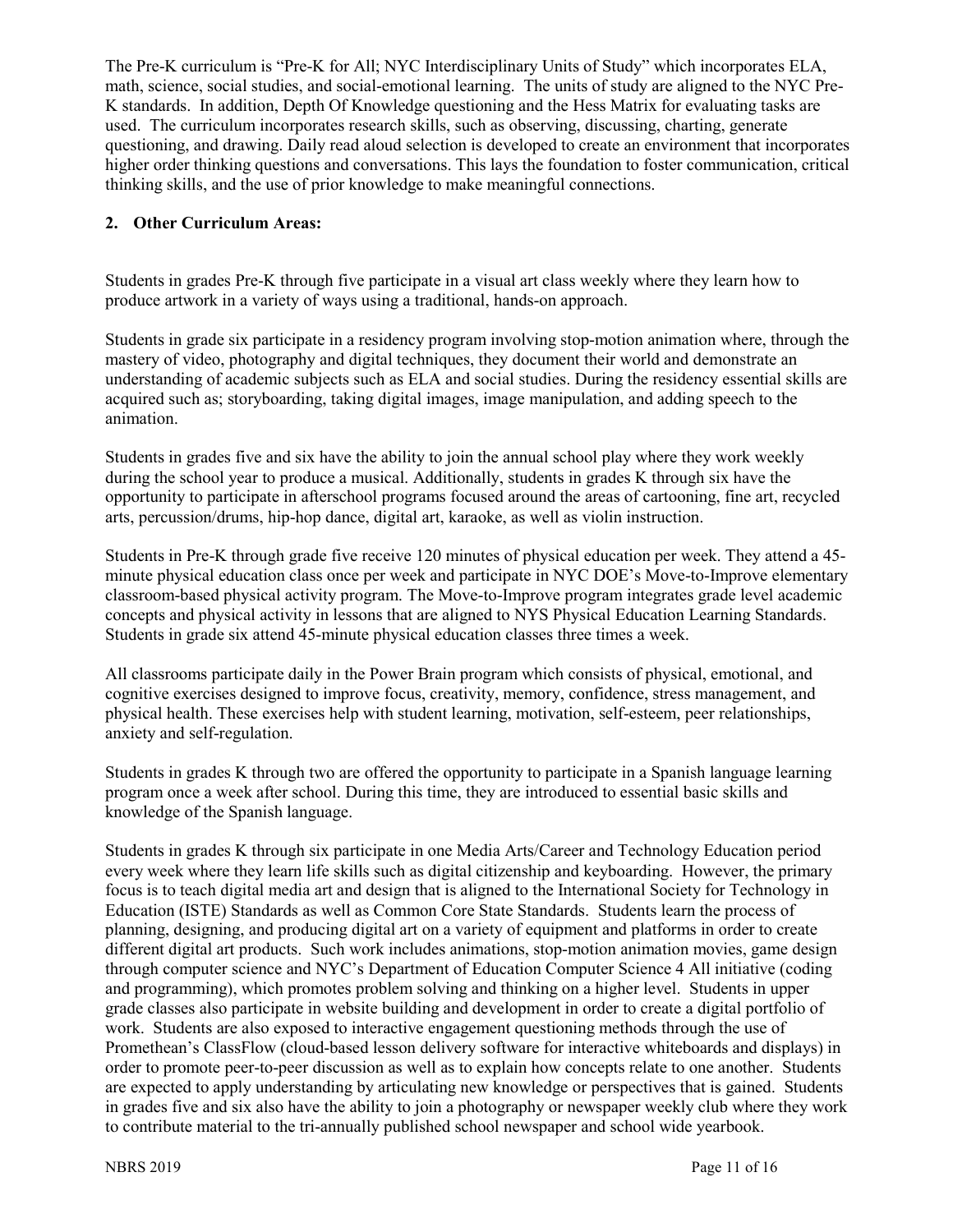The Pre-K curriculum is "Pre-K for All; NYC Interdisciplinary Units of Study" which incorporates ELA, math, science, social studies, and social-emotional learning. The units of study are aligned to the NYC Pre-K standards. In addition, Depth Of Knowledge questioning and the Hess Matrix for evaluating tasks are used. The curriculum incorporates research skills, such as observing, discussing, charting, generate questioning, and drawing. Daily read aloud selection is developed to create an environment that incorporates higher order thinking questions and conversations. This lays the foundation to foster communication, critical thinking skills, and the use of prior knowledge to make meaningful connections.

**2. Other Curriculum Areas:**

Students in grades Pre-K through five participate in a visual art class weekly where they learn how to produce artwork in a variety of ways using a traditional, hands-on approach.

Students in grade six participate in a residency program involving stop-motion animation where, through the mastery of video, photography and digital techniques, they document their world and demonstrate an understanding of academic subjects such as ELA and social studies. During the residency essential skills are acquired such as; storyboarding, taking digital images, image manipulation, and adding speech to the animation.

Students in grades five and six have the ability to join the annual school play where they work weekly during the school year to produce a musical. Additionally, students in grades K through six have the opportunity to participate in afterschool programs focused around the areas of cartooning, fine art, recycled arts, percussion/drums, hip-hop dance, digital art, karaoke, as well as violin instruction.

Students in Pre-K through grade five receive 120 minutes of physical education per week. They attend a 45-minute physical education class once per week and participate in NYC DOE's Move-to-Improve elementary classroom-based physical activity program. The Move-to-Improve program integrates grade level academic concepts and physical activity in lessons that are aligned to NYS Physical Education Learning Standards. Students in grade six attend 45-minute physical education classes three times a week.

All classrooms participate daily in the Power Brain program which consists of physical, emotional, and cognitive exercises designed to improve focus, creativity, memory, confidence, stress management, and physical health. These exercises help with student learning, motivation, self-esteem, peer relationships, anxiety and self-regulation.

Students in grades K through two are offered the opportunity to participate in a Spanish language learning program once a week after school. During this time, they are introduced to essential basic skills and knowledge of the Spanish language.

Students in grades K through six participate in one Media Arts/Career and Technology Education period every week where they learn life skills such as digital citizenship and keyboarding. However, the primary focus is to teach digital media art and design that is aligned to the International Society for Technology in Education (ISTE) Standards as well as Common Core State Standards. Students learn the process of planning, designing, and producing digital art on a variety of equipment and platforms in order to create different digital art products. Such work includes animations, stop-motion animation movies, game design through computer science and NYC's Department of Education Computer Science 4 All initiative (coding and programming), which promotes problem solving and thinking on a higher level. Students in upper grade classes also participate in website building and development in order to create a digital portfolio of work. Students are also exposed to interactive engagement questioning methods through the use of Promethean's ClassFlow (cloud-based lesson delivery software for interactive whiteboards and displays) in order to promote peer-to-peer discussion as well as to explain how concepts relate to one another. Students are expected to apply understanding by articulating new knowledge or perspectives that is gained. Students in grades five and six also have the ability to join a photography or newspaper weekly club where they work to contribute material to the tri-annually published school newspaper and school wide yearbook.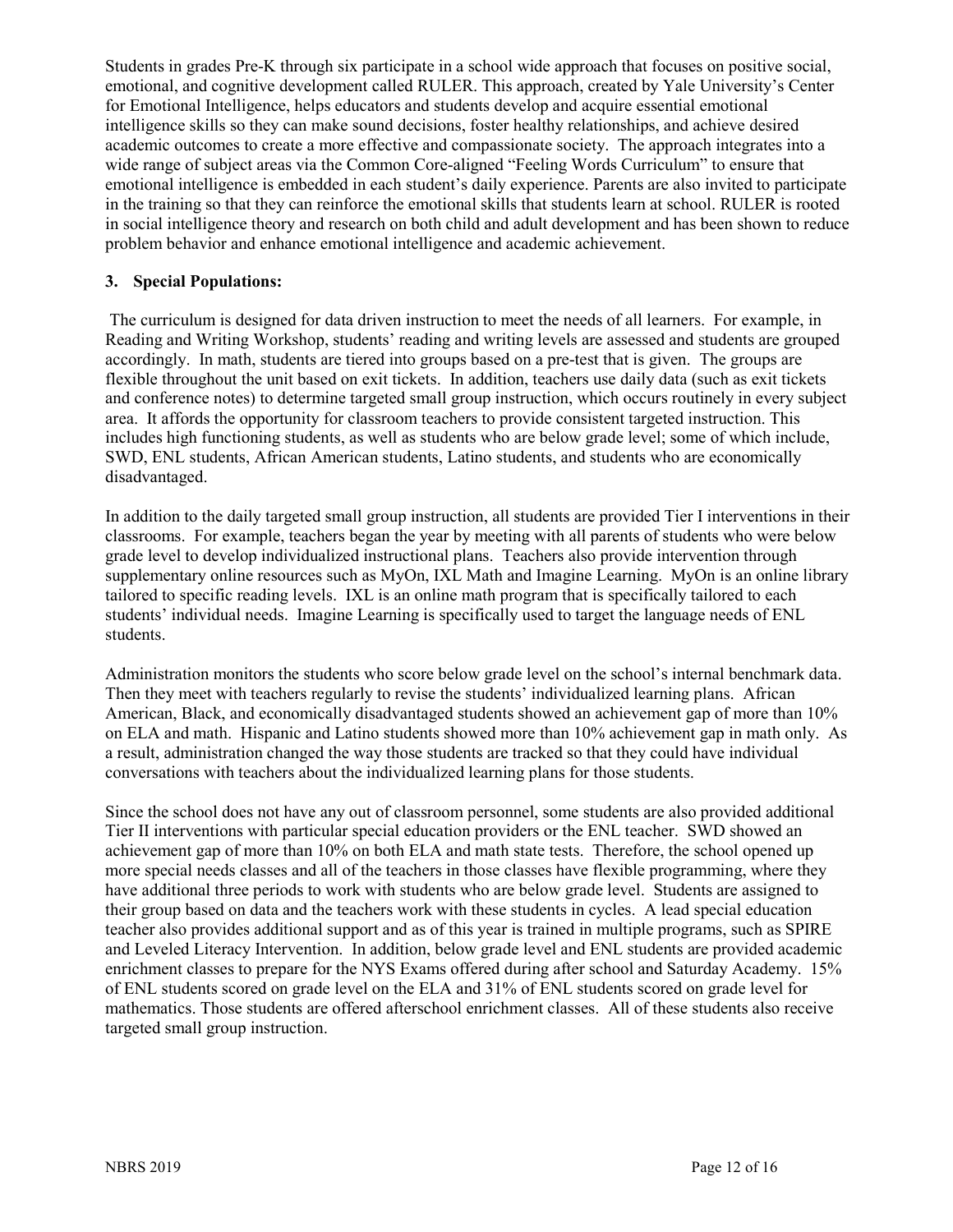Students in grades Pre-K through six participate in a school wide approach that focuses on positive social, emotional, and cognitive development called RULER. This approach, created by Yale University's Center for Emotional Intelligence, helps educators and students develop and acquire essential emotional intelligence skills so they can make sound decisions, foster healthy relationships, and achieve desired academic outcomes to create a more effective and compassionate society. The approach integrates into a wide range of subject areas via the Common Core-aligned "Feeling Words Curriculum" to ensure that emotional intelligence is embedded in each student's daily experience. Parents are also invited to participate in the training so that they can reinforce the emotional skills that students learn at school. RULER is rooted in social intelligence theory and research on both child and adult development and has been shown to reduce problem behavior and enhance emotional intelligence and academic achievement.

### 3. Special Populations:

The curriculum is designed for data driven instruction to meet the needs of all learners. For example, in Reading and Writing Workshop, students' reading and writing levels are assessed and students are grouped accordingly. In math, students are tiered into groups based on a pre-test that is given. The groups are flexible throughout the unit based on exit tickets. In addition, teachers use daily data (such as exit tickets and conference notes) to determine targeted small group instruction, which occurs routinely in every subject area. It affords the opportunity for classroom teachers to provide consistent targeted instruction. This includes high functioning students, as well as students who are below grade level; some of which include, SWD, ENL students, African American students, Latino students, and students who are economically disadvantaged.

In addition to the daily targeted small group instruction, all students are provided Tier I interventions in their classrooms. For example, teachers began the year by meeting with all parents of students who were below grade level to develop individualized instructional plans. Teachers also provide intervention through supplementary online resources such as MyOn, IXL Math and Imagine Learning. MyOn is an online library tailored to specific reading levels. IXL is an online math program that is specifically tailored to each students' individual needs. Imagine Learning is specifically used to target the language needs of ENL students.

Administration monitors the students who score below grade level on the school's internal benchmark data. Then they meet with teachers regularly to revise the students' individualized learning plans. African American, Black, and economically disadvantaged students showed an achievement gap of more than 10% on ELA and math. Hispanic and Latino students showed more than 10% achievement gap in math only. As a result, administration changed the way those students are tracked so that they could have individual conversations with teachers about the individualized learning plans for those students.

Since the school does not have any out of classroom personnel, some students are also provided additional Tier II interventions with particular special education providers or the ENL teacher. SWD showed an achievement gap of more than 10% on both ELA and math state tests. Therefore, the school opened up more special needs classes and all of the teachers in those classes have flexible programming, where they have additional three periods to work with students who are below grade level. Students are assigned to their group based on data and the teachers work with these students in cycles. A lead special education teacher also provides additional support and as of this year is trained in multiple programs, such as SPIRE and Leveled Literacy Intervention. In addition, below grade level and ENL students are provided academic enrichment classes to prepare for the NYS Exams offered during after school and Saturday Academy. 15% of ENL students scored on grade level on the ELA and 31% of ENL students scored on grade level for mathematics. Those students are offered afterschool enrichment classes. All of these students also receive targeted small group instruction.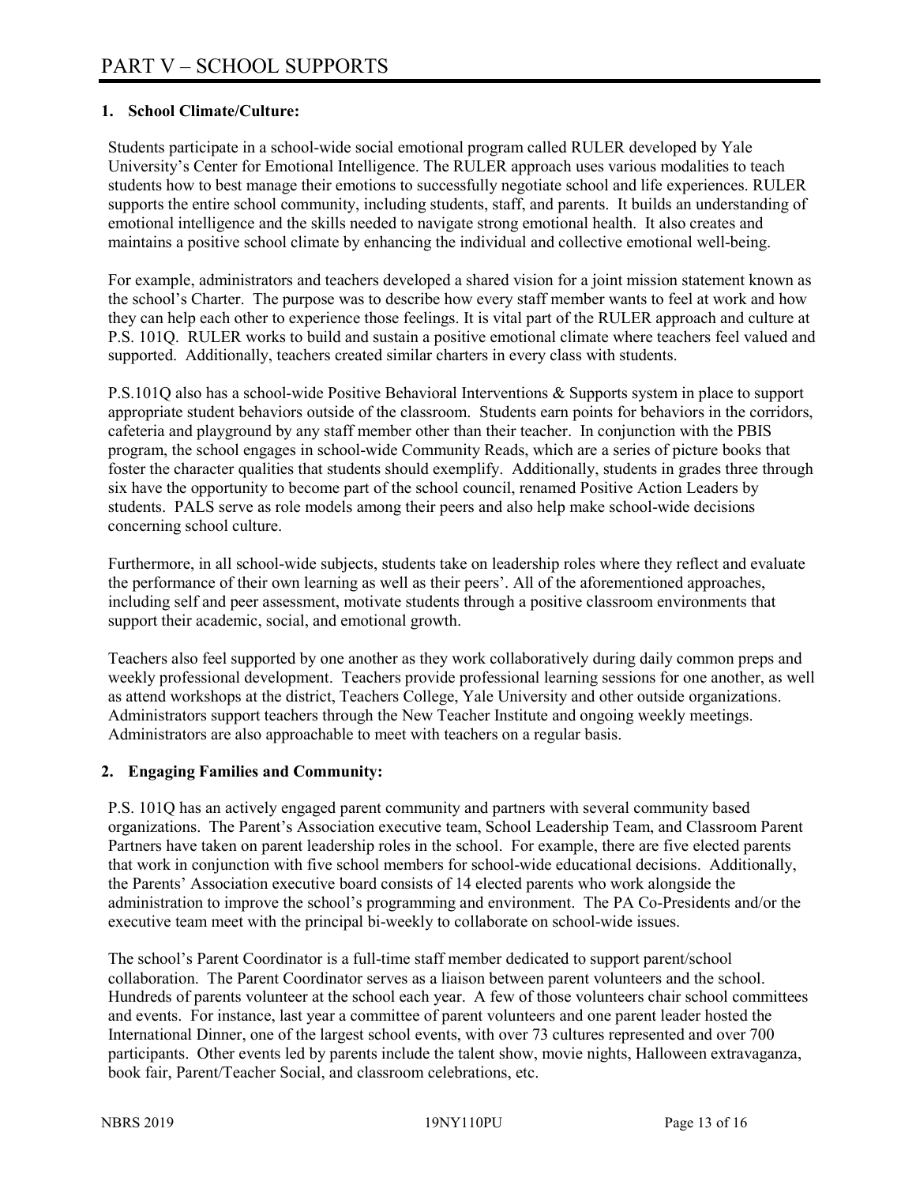# PART V – SCHOOL SUPPORTS

## 1. School Climate/Culture:

Students participate in a school-wide social emotional program called RULER developed by Yale University's Center for Emotional Intelligence. The RULER approach uses various modalities to teach students how to best manage their emotions to successfully negotiate school and life experiences. RULER supports the entire school community, including students, staff, and parents. It builds an understanding of emotional intelligence and the skills needed to navigate strong emotional health. It also creates and maintains a positive school climate by enhancing the individual and collective emotional well-being.

For example, administrators and teachers developed a shared vision for a joint mission statement known as the school's Charter. The purpose was to describe how every staff member wants to feel at work and how they can help each other to experience those feelings. It is vital part of the RULER approach and culture at P.S. 101Q. RULER works to build and sustain a positive emotional climate where teachers feel valued and supported. Additionally, teachers created similar charters in every class with students.

P.S.101Q also has a school-wide Positive Behavioral Interventions & Supports system in place to support appropriate student behaviors outside of the classroom. Students earn points for behaviors in the corridors, cafeteria and playground by any staff member other than their teacher. In conjunction with the PBIS program, the school engages in school-wide Community Reads, which are a series of picture books that foster the character qualities that students should exemplify. Additionally, students in grades three through six have the opportunity to become part of the school council, renamed Positive Action Leaders by students. PALS serve as role models among their peers and also help make school-wide decisions concerning school culture.

Furthermore, in all school-wide subjects, students take on leadership roles where they reflect and evaluate the performance of their own learning as well as their peers'. All of the aforementioned approaches, including self and peer assessment, motivate students through a positive classroom environments that support their academic, social, and emotional growth.

Teachers also feel supported by one another as they work collaboratively during daily common preps and weekly professional development. Teachers provide professional learning sessions for one another, as well as attend workshops at the district, Teachers College, Yale University and other outside organizations. Administrators support teachers through the New Teacher Institute and ongoing weekly meetings. Administrators are also approachable to meet with teachers on a regular basis.

## 2. Engaging Families and Community:

P.S. 101Q has an actively engaged parent community and partners with several community based organizations. The Parent's Association executive team, School Leadership Team, and Classroom Parent Partners have taken on parent leadership roles in the school. For example, there are five elected parents that work in conjunction with five school members for school-wide educational decisions. Additionally, the Parents' Association executive board consists of 14 elected parents who work alongside the administration to improve the school's programming and environment. The PA Co-Presidents and/or the executive team meet with the principal bi-weekly to collaborate on school-wide issues.

The school's Parent Coordinator is a full-time staff member dedicated to support parent/school collaboration. The Parent Coordinator serves as a liaison between parent volunteers and the school. Hundreds of parents volunteer at the school each year. A few of those volunteers chair school committees and events. For instance, last year a committee of parent volunteers and one parent leader hosted the International Dinner, one of the largest school events, with over 73 cultures represented and over 700 participants. Other events led by parents include the talent show, movie nights, Halloween extravaganza, book fair, Parent/Teacher Social, and classroom celebrations, etc.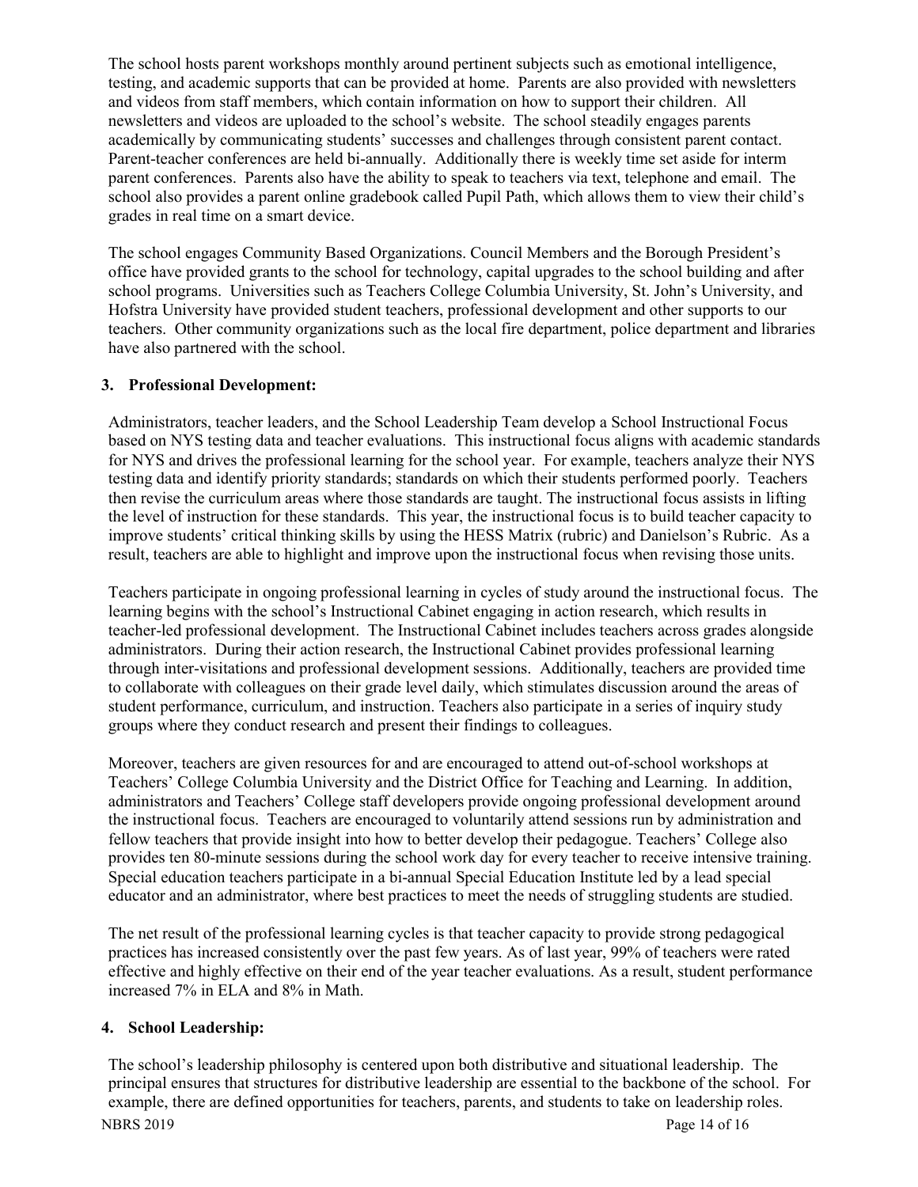The school hosts parent workshops monthly around pertinent subjects such as emotional intelligence, testing, and academic supports that can be provided at home. Parents are also provided with newsletters and videos from staff members, which contain information on how to support their children. All newsletters and videos are uploaded to the school's website. The school steadily engages parents academically by communicating students' successes and challenges through consistent parent contact. Parent-teacher conferences are held bi-annually. Additionally there is weekly time set aside for interm parent conferences. Parents also have the ability to speak to teachers via text, telephone and email. The school also provides a parent online gradebook called Pupil Path, which allows them to view their child's grades in real time on a smart device.

The school engages Community Based Organizations. Council Members and the Borough President's office have provided grants to the school for technology, capital upgrades to the school building and after school programs. Universities such as Teachers College Columbia University, St. John's University, and Hofstra University have provided student teachers, professional development and other supports to our teachers. Other community organizations such as the local fire department, police department and libraries have also partnered with the school.

### 3. Professional Development:

Administrators, teacher leaders, and the School Leadership Team develop a School Instructional Focus based on NYS testing data and teacher evaluations. This instructional focus aligns with academic standards for NYS and drives the professional learning for the school year. For example, teachers analyze their NYS testing data and identify priority standards; standards on which their students performed poorly. Teachers then revise the curriculum areas where those standards are taught. The instructional focus assists in lifting the level of instruction for these standards. This year, the instructional focus is to build teacher capacity to improve students' critical thinking skills by using the HESS Matrix (rubric) and Danielson's Rubric. As a result, teachers are able to highlight and improve upon the instructional focus when revising those units.

Teachers participate in ongoing professional learning in cycles of study around the instructional focus. The learning begins with the school's Instructional Cabinet engaging in action research, which results in teacher-led professional development. The Instructional Cabinet includes teachers across grades alongside administrators. During their action research, the Instructional Cabinet provides professional learning through inter-visitations and professional development sessions. Additionally, teachers are provided time to collaborate with colleagues on their grade level daily, which stimulates discussion around the areas of student performance, curriculum, and instruction. Teachers also participate in a series of inquiry study groups where they conduct research and present their findings to colleagues.

Moreover, teachers are given resources for and are encouraged to attend out-of-school workshops at Teachers' College Columbia University and the District Office for Teaching and Learning. In addition, administrators and Teachers' College staff developers provide ongoing professional development around the instructional focus. Teachers are encouraged to voluntarily attend sessions run by administration and fellow teachers that provide insight into how to better develop their pedagogue. Teachers' College also provides ten 80-minute sessions during the school work day for every teacher to receive intensive training. Special education teachers participate in a bi-annual Special Education Institute led by a lead special educator and an administrator, where best practices to meet the needs of struggling students are studied.

The net result of the professional learning cycles is that teacher capacity to provide strong pedagogical practices has increased consistently over the past few years. As of last year, 99% of teachers were rated effective and highly effective on their end of the year teacher evaluations. As a result, student performance increased 7% in ELA and 8% in Math.

### 4. School Leadership:

The school's leadership philosophy is centered upon both distributive and situational leadership. The principal ensures that structures for distributive leadership are essential to the backbone of the school. For example, there are defined opportunities for teachers, parents, and students to take on leadership roles.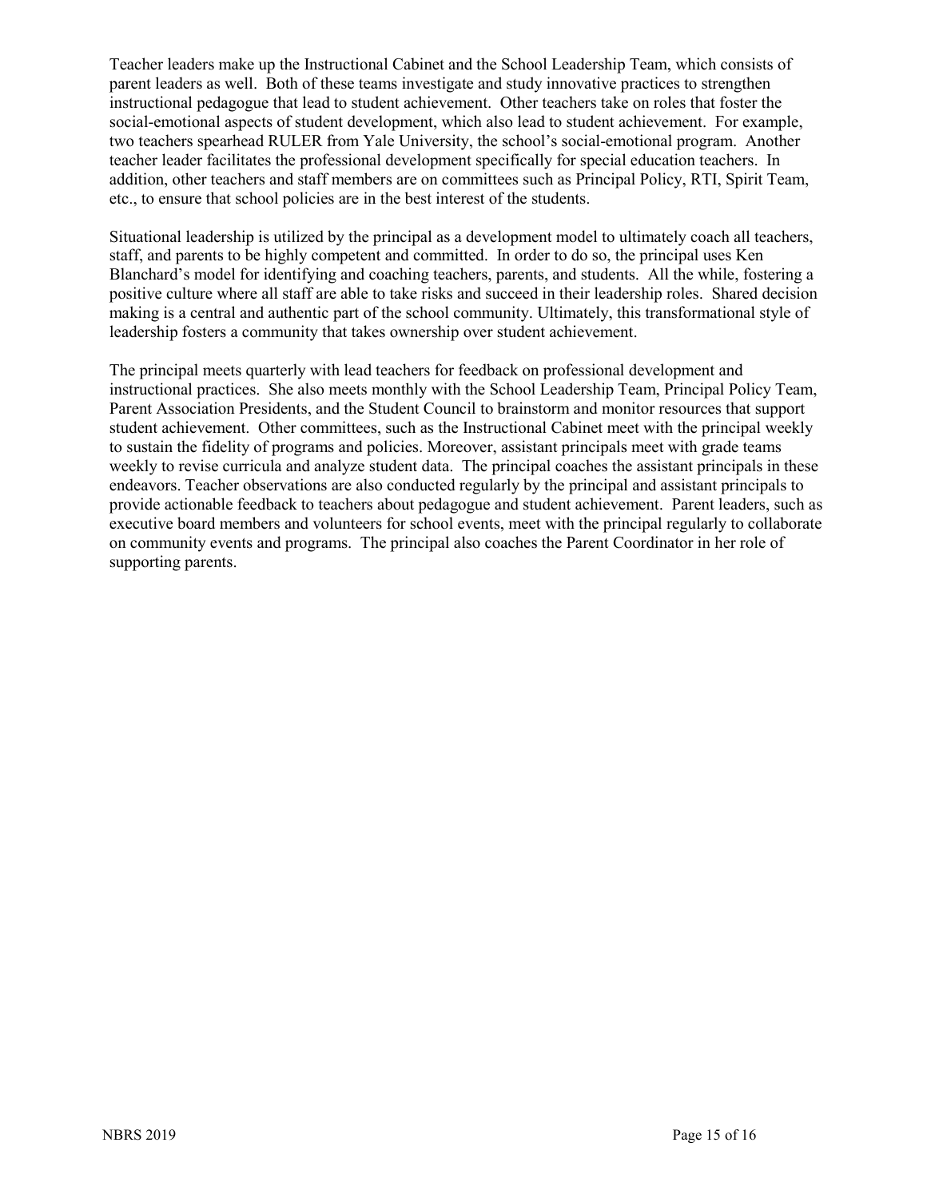Teacher leaders make up the Instructional Cabinet and the School Leadership Team, which consists of parent leaders as well. Both of these teams investigate and study innovative practices to strengthen instructional pedagogue that lead to student achievement. Other teachers take on roles that foster the social-emotional aspects of student development, which also lead to student achievement. For example, two teachers spearhead RULER from Yale University, the school's social-emotional program. Another teacher leader facilitates the professional development specifically for special education teachers. In addition, other teachers and staff members are on committees such as Principal Policy, RTI, Spirit Team, etc., to ensure that school policies are in the best interest of the students.

Situational leadership is utilized by the principal as a development model to ultimately coach all teachers, staff, and parents to be highly competent and committed. In order to do so, the principal uses Ken Blanchard's model for identifying and coaching teachers, parents, and students. All the while, fostering a positive culture where all staff are able to take risks and succeed in their leadership roles. Shared decision making is a central and authentic part of the school community. Ultimately, this transformational style of leadership fosters a community that takes ownership over student achievement.

The principal meets quarterly with lead teachers for feedback on professional development and instructional practices. She also meets monthly with the School Leadership Team, Principal Policy Team, Parent Association Presidents, and the Student Council to brainstorm and monitor resources that support student achievement. Other committees, such as the Instructional Cabinet meet with the principal weekly to sustain the fidelity of programs and policies. Moreover, assistant principals meet with grade teams weekly to revise curricula and analyze student data. The principal coaches the assistant principals in these endeavors. Teacher observations are also conducted regularly by the principal and assistant principals to provide actionable feedback to teachers about pedagogue and student achievement. Parent leaders, such as executive board members and volunteers for school events, meet with the principal regularly to collaborate on community events and programs. The principal also coaches the Parent Coordinator in her role of supporting parents.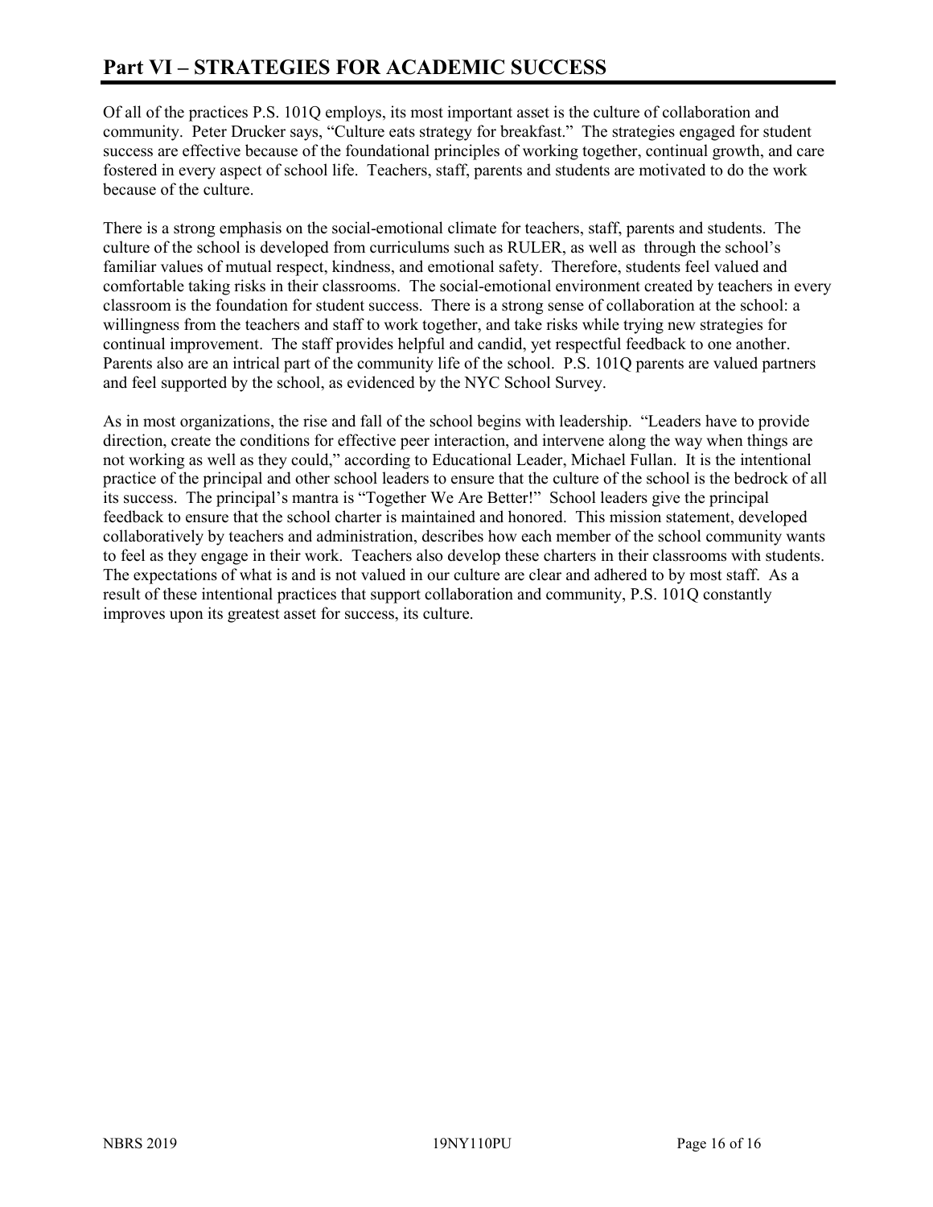## Part VI – STRATEGIES FOR ACADEMIC SUCCESS

Of all of the practices P.S. 101Q employs, its most important asset is the culture of collaboration and community. Peter Drucker says, "Culture eats strategy for breakfast." The strategies engaged for student success are effective because of the foundational principles of working together, continual growth, and care fostered in every aspect of school life. Teachers, staff, parents and students are motivated to do the work because of the culture.

There is a strong emphasis on the social-emotional climate for teachers, staff, parents and students. The culture of the school is developed from curriculums such as RULER, as well as through the school's familiar values of mutual respect, kindness, and emotional safety. Therefore, students feel valued and comfortable taking risks in their classrooms. The social-emotional environment created by teachers in every classroom is the foundation for student success. There is a strong sense of collaboration at the school: a willingness from the teachers and staff to work together, and take risks while trying new strategies for continual improvement. The staff provides helpful and candid, yet respectful feedback to one another. Parents also are an intrical part of the community life of the school. P.S. 101Q parents are valued partners and feel supported by the school, as evidenced by the NYC School Survey.

As in most organizations, the rise and fall of the school begins with leadership. "Leaders have to provide direction, create the conditions for effective peer interaction, and intervene along the way when things are not working as well as they could," according to Educational Leader, Michael Fullan. It is the intentional practice of the principal and other school leaders to ensure that the culture of the school is the bedrock of all its success. The principal's mantra is "Together We Are Better!" School leaders give the principal feedback to ensure that the school charter is maintained and honored. This mission statement, developed collaboratively by teachers and administration, describes how each member of the school community wants to feel as they engage in their work. Teachers also develop these charters in their classrooms with students. The expectations of what is and is not valued in our culture are clear and adhered to by most staff. As a result of these intentional practices that support collaboration and community, P.S. 101Q constantly improves upon its greatest asset for success, its culture.